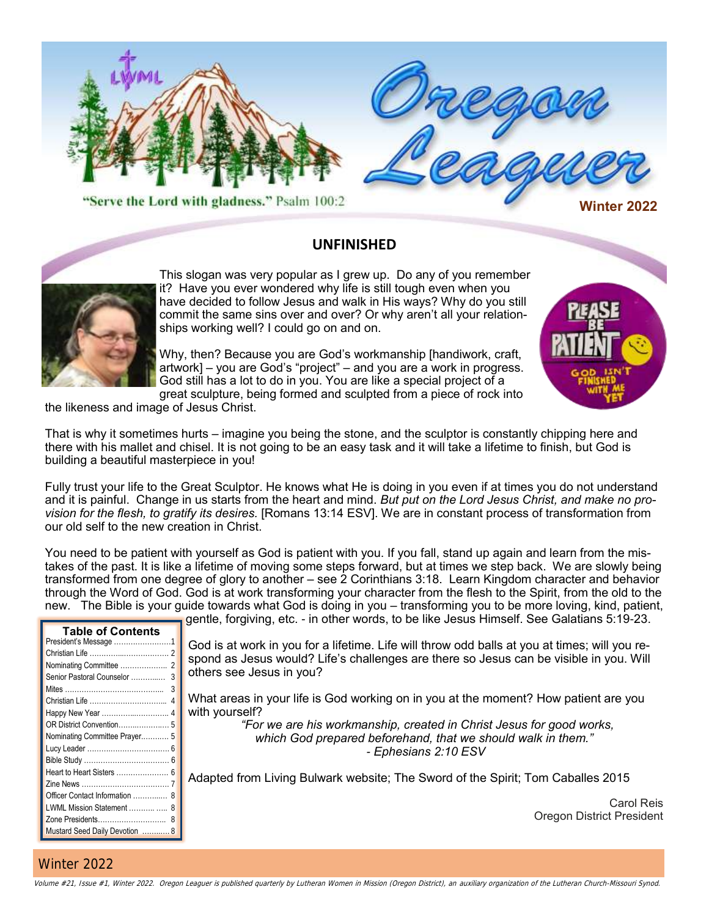# Oregon Leaguer

"Serve the Lord with gladness." Psalm 100:2

**Winter 2022**

## UNFINISHED

This slogan was very popular as I grew up. Do any of you remember it? Have you ever wondered why life is still tough even when you have decided to follow Jesus and walk in His ways? Why do you still commit the same sins over and over? Or why aren't all your relationships working well? I could go on and on.

Why, then? Because you are God's workmanship [handiwork, craft, artwork] – you are God's "project" – and you are a work in progress. God still has a lot to do in you. You are like a special project of a great sculpture, being formed and sculpted from a piece of rock into the likeness and image of Jesus Christ.

That is why it sometimes hurts – imagine you being the stone, and the sculptor is constantly chipping here and there with his mallet and chisel. It is not going to be an easy task and it will take a lifetime to finish, but God is building a beautiful masterpiece in you!

Fully trust your life to the Great Sculptor. He knows what He is doing in you even if at times you do not understand and it is painful. Change in us starts from the heart and mind. *But put on the Lord Jesus Christ, and make no provision for the flesh, to gratify its desires.* [Romans 13:14 ESV]. We are in constant process of transformation from our old self to the new creation in Christ.

You need to be patient with yourself as God is patient with you. If you fall, stand up again and learn from the mistakes of the past. It is like a lifetime of moving some steps forward, but at times we step back. We are slowly being transformed from one degree of glory to another – see 2 Corinthians 3:18. Learn Kingdom character and behavior through the Word of God. God is at work transforming your character from the flesh to the Spirit, from the old to the new. The Bible is your guide towards what God is doing in you – transforming you to be more loving, kind, patient, gentle, forgiving, etc. - in other words, to be like Jesus Himself. See Galatians 5:19-23.

God is at work in you for a lifetime. Life will throw odd balls at you at times; will you respond as Jesus would? Life's challenges are there so Jesus can be visible in you. Will others see Jesus in you?

What areas in your life is God working on in you at the moment? How patient are you with yourself?

*"For we are his workmanship, created in Christ Jesus for good works, which God prepared beforehand, that we should walk in them."*
*- Ephesians 2:10 ESV*

Adapted from Living Bulwark website; The Sword of the Spirit; Tom Caballes 2015

Carol Reis
Oregon District President

### Table of Contents

| Section | Page |
|---|---|
| President's Message | 1 |
| Christian Life | 2 |
| Nominating Committee | 2 |
| Senior Pastoral Counselor | 3 |
| Mites | 3 |
| Christian Life | 4 |
| Happy New Year | 4 |
| OR District Convention | 5 |
| Nominating Committee Prayer | 5 |
| Lucy Leader | 6 |
| Bible Study | 6 |
| Heart to Heart Sisters | 6 |
| Zine News | 7 |
| Officer Contact Information | 8 |
| LWML Mission Statement | 8 |
| Zone Presidents | 8 |
| Mustard Seed Daily Devotion | 8 |

Volume #21, Issue #1, Winter 2022. Oregon Leaguer is published quarterly by Lutheran Women in Mission (Oregon District), an auxiliary organization of the Lutheran Church-Missouri Synod.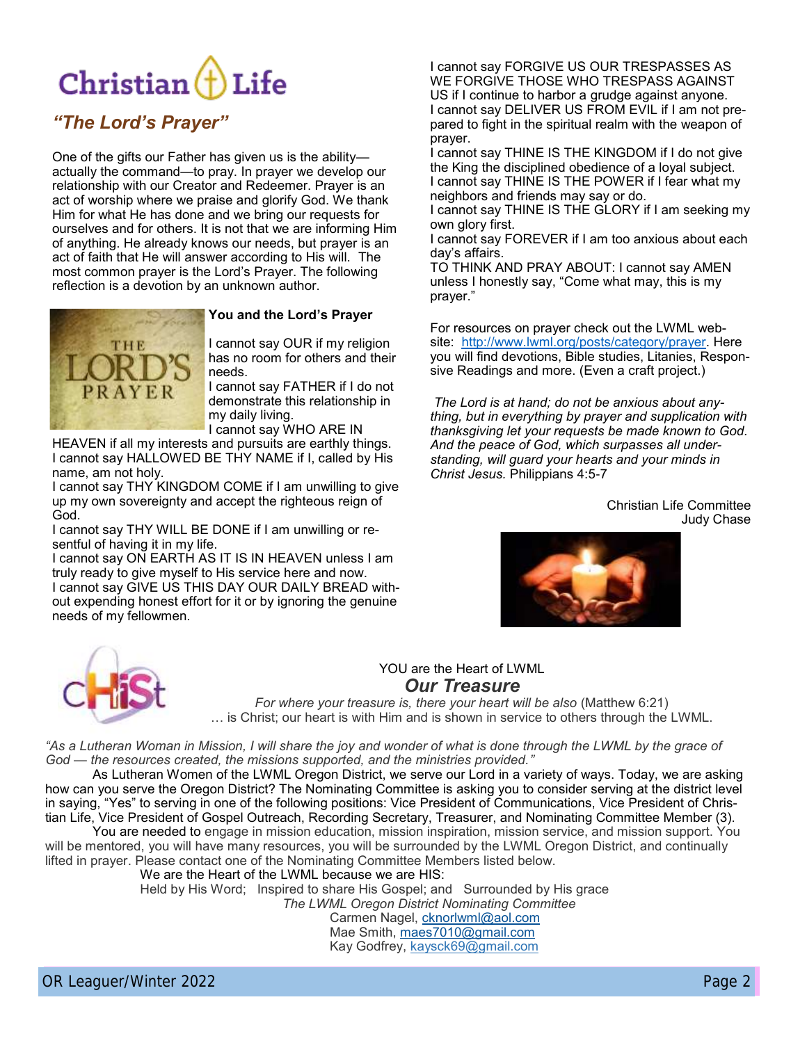# Christian Life

## *"The Lord's Prayer"*

One of the gifts our Father has given us is the ability—actually the command—to pray. In prayer we develop our relationship with our Creator and Redeemer. Prayer is an act of worship where we praise and glorify God. We thank Him for what He has done and we bring our requests for ourselves and for others. It is not that we are informing Him of anything. He already knows our needs, but prayer is an act of faith that He will answer according to His will. The most common prayer is the Lord's Prayer. The following reflection is a devotion by an unknown author.

**You and the Lord's Prayer**

I cannot say OUR if my religion has no room for others and their needs.
I cannot say FATHER if I do not demonstrate this relationship in my daily living.
I cannot say WHO ARE IN HEAVEN if all my interests and pursuits are earthly things.
I cannot say HALLOWED BE THY NAME if I, called by His name, am not holy.
I cannot say THY KINGDOM COME if I am unwilling to give up my own sovereignty and accept the righteous reign of God.
I cannot say THY WILL BE DONE if I am unwilling or resentful of having it in my life.
I cannot say ON EARTH AS IT IS IN HEAVEN unless I am truly ready to give myself to His service here and now.
I cannot say GIVE US THIS DAY OUR DAILY BREAD without expending honest effort for it or by ignoring the genuine needs of my fellowmen.
I cannot say FORGIVE US OUR TRESPASSES AS WE FORGIVE THOSE WHO TRESPASS AGAINST US if I continue to harbor a grudge against anyone.
I cannot say DELIVER US FROM EVIL if I am not prepared to fight in the spiritual realm with the weapon of prayer.
I cannot say THINE IS THE KINGDOM if I do not give the King the disciplined obedience of a loyal subject.
I cannot say THINE IS THE POWER if I fear what my neighbors and friends may say or do.
I cannot say THINE IS THE GLORY if I am seeking my own glory first.
I cannot say FOREVER if I am too anxious about each day's affairs.
TO THINK AND PRAY ABOUT: I cannot say AMEN unless I honestly say, "Come what may, this is my prayer."

For resources on prayer check out the LWML website: http://www.lwml.org/posts/category/prayer. Here you will find devotions, Bible studies, Litanies, Responsive Readings and more. (Even a craft project.)

*The Lord is at hand; do not be anxious about anything, but in everything by prayer and supplication with thanksgiving let your requests be made known to God. And the peace of God, which surpasses all understanding, will guard your hearts and your minds in Christ Jesus.* Philippians 4:5-7

Christian Life Committee
Judy Chase

YOU are the Heart of LWML

## *Our Treasure*

*For where your treasure is, there your heart will be also* (Matthew 6:21)
… is Christ; our heart is with Him and is shown in service to others through the LWML.

*"As a Lutheran Woman in Mission, I will share the joy and wonder of what is done through the LWML by the grace of God — the resources created, the missions supported, and the ministries provided."*

As Lutheran Women of the LWML Oregon District, we serve our Lord in a variety of ways. Today, we are asking how can you serve the Oregon District? The Nominating Committee is asking you to consider serving at the district level in saying, "Yes" to serving in one of the following positions: Vice President of Communications, Vice President of Christian Life, Vice President of Gospel Outreach, Recording Secretary, Treasurer, and Nominating Committee Member (3).

You are needed to engage in mission education, mission inspiration, mission service, and mission support. You will be mentored, you will have many resources, you will be surrounded by the LWML Oregon District, and continually lifted in prayer. Please contact one of the Nominating Committee Members listed below.

We are the Heart of the LWML because we are HIS:
Held by His Word; Inspired to share His Gospel; and Surrounded by His grace

*The LWML Oregon District Nominating Committee*
Carmen Nagel, cknorlwml@aol.com
Mae Smith, maes7010@gmail.com
Kay Godfrey, kaysck69@gmail.com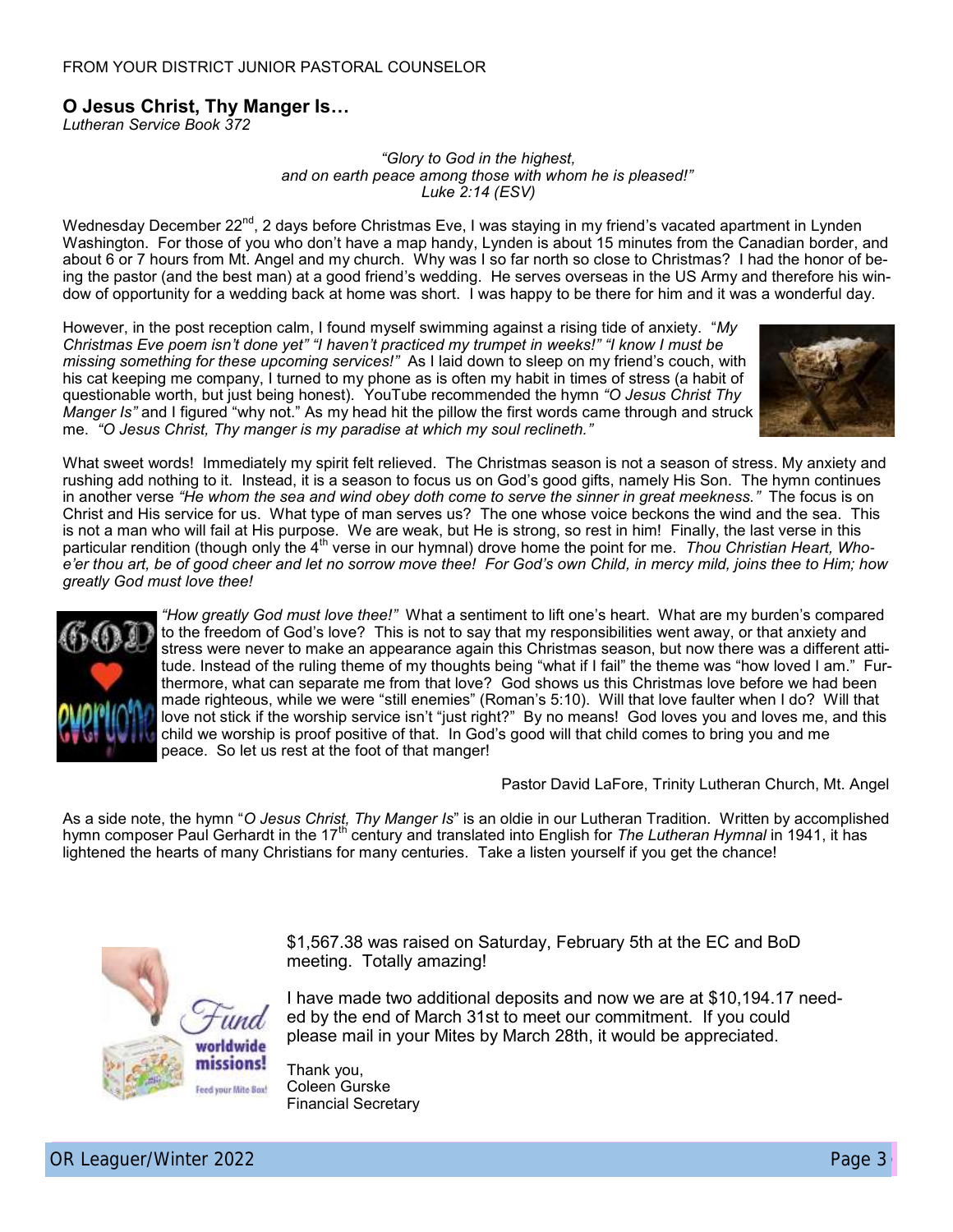FROM YOUR DISTRICT JUNIOR PASTORAL COUNSELOR

## O Jesus Christ, Thy Manger Is…

*Lutheran Service Book 372*

*"Glory to God in the highest,*
*and on earth peace among those with whom he is pleased!"*
*Luke 2:14 (ESV)*

Wednesday December 22nd, 2 days before Christmas Eve, I was staying in my friend's vacated apartment in Lynden Washington. For those of you who don't have a map handy, Lynden is about 15 minutes from the Canadian border, and about 6 or 7 hours from Mt. Angel and my church. Why was I so far north so close to Christmas? I had the honor of being the pastor (and the best man) at a good friend's wedding. He serves overseas in the US Army and therefore his window of opportunity for a wedding back at home was short. I was happy to be there for him and it was a wonderful day.

However, in the post reception calm, I found myself swimming against a rising tide of anxiety. "*My Christmas Eve poem isn't done yet" "I haven't practiced my trumpet in weeks!" "I know I must be missing something for these upcoming services!"* As I laid down to sleep on my friend's couch, with his cat keeping me company, I turned to my phone as is often my habit in times of stress (a habit of questionable worth, but just being honest). YouTube recommended the hymn *"O Jesus Christ Thy Manger Is"* and I figured "why not." As my head hit the pillow the first words came through and struck me. *"O Jesus Christ, Thy manger is my paradise at which my soul reclineth."*

What sweet words! Immediately my spirit felt relieved. The Christmas season is not a season of stress. My anxiety and rushing add nothing to it. Instead, it is a season to focus us on God's good gifts, namely His Son. The hymn continues in another verse *"He whom the sea and wind obey doth come to serve the sinner in great meekness."* The focus is on Christ and His service for us. What type of man serves us? The one whose voice beckons the wind and the sea. This is not a man who will fail at His purpose. We are weak, but He is strong, so rest in him! Finally, the last verse in this particular rendition (though only the 4th verse in our hymnal) drove home the point for me. *Thou Christian Heart, Whoe'er thou art, be of good cheer and let no sorrow move thee! For God's own Child, in mercy mild, joins thee to Him; how greatly God must love thee!*

*"How greatly God must love thee!"* What a sentiment to lift one's heart. What are my burden's compared to the freedom of God's love? This is not to say that my responsibilities went away, or that anxiety and stress were never to make an appearance again this Christmas season, but now there was a different attitude. Instead of the ruling theme of my thoughts being "what if I fail" the theme was "how loved I am." Furthermore, what can separate me from that love? God shows us this Christmas love before we had been made righteous, while we were "still enemies" (Roman's 5:10). Will that love faulter when I do? Will that love not stick if the worship service isn't "just right?" By no means! God loves you and loves me, and this child we worship is proof positive of that. In God's good will that child comes to bring you and me peace. So let us rest at the foot of that manger!

Pastor David LaFore, Trinity Lutheran Church, Mt. Angel

As a side note, the hymn "*O Jesus Christ, Thy Manger Is*" is an oldie in our Lutheran Tradition. Written by accomplished hymn composer Paul Gerhardt in the 17th century and translated into English for *The Lutheran Hymnal* in 1941, it has lightened the hearts of many Christians for many centuries. Take a listen yourself if you get the chance!

Fund worldwide missions! Feed your Mite Box!

$1,567.38 was raised on Saturday, February 5th at the EC and BoD meeting. Totally amazing!

I have made two additional deposits and now we are at $10,194.17 needed by the end of March 31st to meet our commitment. If you could please mail in your Mites by March 28th, it would be appreciated.

Thank you,
Coleen Gurske
Financial Secretary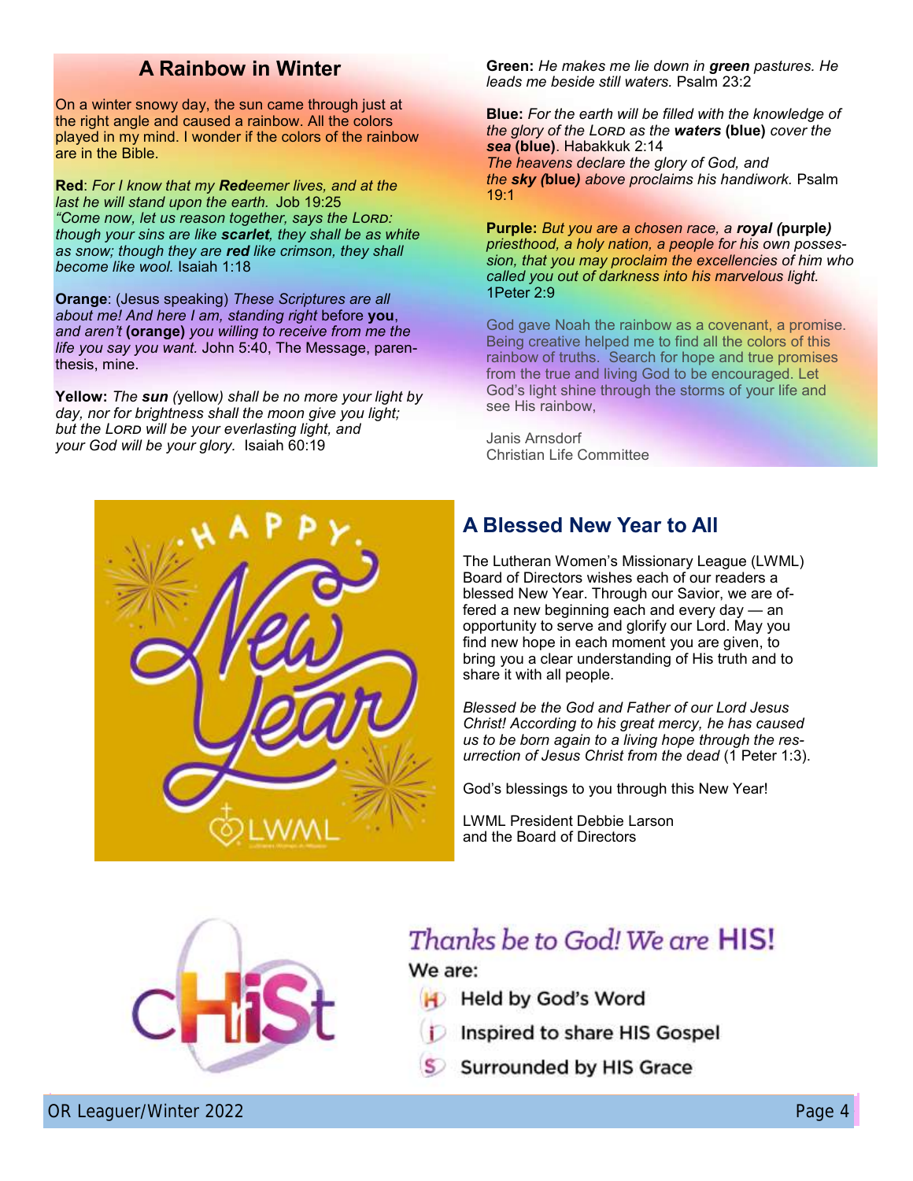## A Rainbow in Winter

On a winter snowy day, the sun came through just at the right angle and caused a rainbow. All the colors played in my mind. I wonder if the colors of the rainbow are in the Bible.

**Red**: *For I know that my* ***Red****eemer lives, and at the last he will stand upon the earth.* Job 19:25
*"Come now, let us reason together, says the* L*ORD*: *though your sins are like* ***scarlet****, they shall be as white as snow; though they are* ***red*** *like crimson, they shall become like wool.* Isaiah 1:18

**Orange**: (Jesus speaking) *These Scriptures are all about me! And here I am, standing right* before **you**, *and aren't* **(orange)** *you willing to receive from me the life you say you want.* John 5:40, The Message, parenthesis, mine.

**Yellow:** *The* ***sun*** (yellow*) shall be no more your light by day, nor for brightness shall the moon give you light; but the* L*ORD will be your everlasting light, and your God will be your glory.* Isaiah 60:19

**Green:** *He makes me lie down in* ***green*** *pastures. He leads me beside still waters.* Psalm 23:2

**Blue:** *For the earth will be filled with the knowledge of the glory of the* L*ORD as the* ***waters*** **(blue)** *cover the* ***sea*** **(blue)**. Habakkuk 2:14
*The heavens declare the glory of God, and the* ***sky*** *(***blue***) above proclaims his handiwork.* Psalm 19:1

**Purple:** *But you are a chosen race, a* ***royal*** *(***purple***) priesthood, a holy nation, a people for his own possession, that you may proclaim the excellencies of him who called you out of darkness into his marvelous light.* 1Peter 2:9

God gave Noah the rainbow as a covenant, a promise. Being creative helped me to find all the colors of this rainbow of truths. Search for hope and true promises from the true and living God to be encouraged. Let God's light shine through the storms of your life and see His rainbow,

Janis Arnsdorf
Christian Life Committee

## A Blessed New Year to All

The Lutheran Women's Missionary League (LWML) Board of Directors wishes each of our readers a blessed New Year. Through our Savior, we are offered a new beginning each and every day — an opportunity to serve and glorify our Lord. May you find new hope in each moment you are given, to bring you a clear understanding of His truth and to share it with all people.

*Blessed be the God and Father of our Lord Jesus Christ! According to his great mercy, he has caused us to be born again to a living hope through the resurrection of Jesus Christ from the dead* (1 Peter 1:3).

God's blessings to you through this New Year!

LWML President Debbie Larson
and the Board of Directors

*Thanks be to God! We are* **HIS!**

We are:

- Held by God's Word
- Inspired to share HIS Gospel
- Surrounded by HIS Grace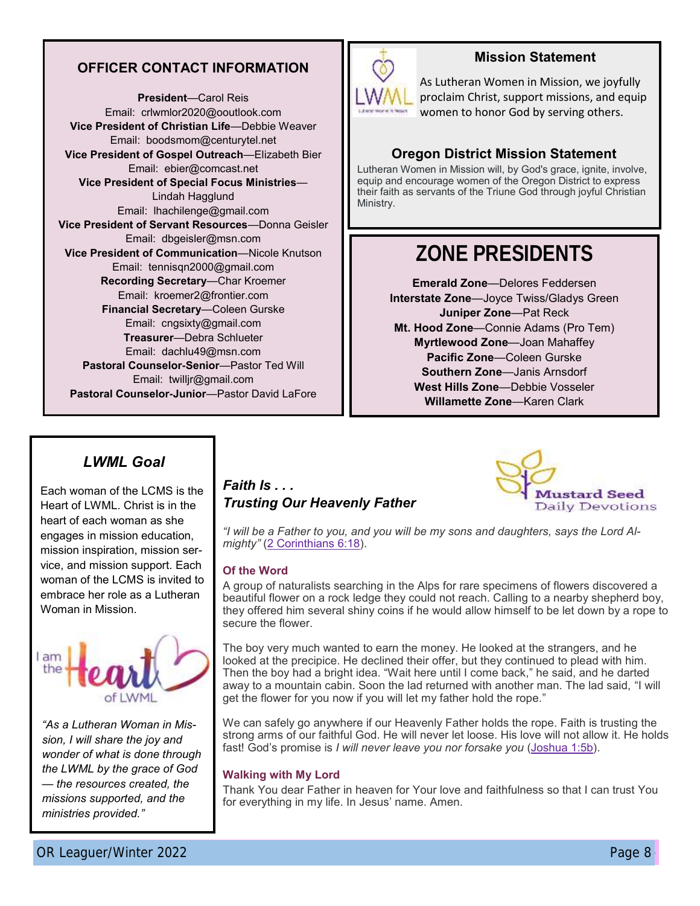## OFFICER CONTACT INFORMATION

**President**—Carol Reis
Email: crlwmlor2020@ooutlook.com
**Vice President of Christian Life**—Debbie Weaver
Email: boodsmom@centurytel.net
**Vice President of Gospel Outreach**—Elizabeth Bier
Email: ebier@comcast.net
**Vice President of Special Focus Ministries**—Lindah Hagglund
Email: lhachilenge@gmail.com
**Vice President of Servant Resources**—Donna Geisler
Email: dbgeisler@msn.com
**Vice President of Communication**—Nicole Knutson
Email: tennisqn2000@gmail.com
**Recording Secretary**—Char Kroemer
Email: kroemer2@frontier.com
**Financial Secretary**—Coleen Gurske
Email: cngsixty@gmail.com
**Treasurer**—Debra Schlueter
Email: dachlu49@msn.com
**Pastoral Counselor-Senior**—Pastor Ted Will
Email: twilljr@gmail.com
**Pastoral Counselor-Junior**—Pastor David LaFore

## Mission Statement

As Lutheran Women in Mission, we joyfully proclaim Christ, support missions, and equip women to honor God by serving others.

## Oregon District Mission Statement

Lutheran Women in Mission will, by God's grace, ignite, involve, equip and encourage women of the Oregon District to express their faith as servants of the Triune God through joyful Christian Ministry.

## ZONE PRESIDENTS

**Emerald Zone**—Delores Feddersen
**Interstate Zone**—Joyce Twiss/Gladys Green
**Juniper Zone**—Pat Reck
**Mt. Hood Zone**—Connie Adams (Pro Tem)
**Myrtlewood Zone**—Joan Mahaffey
**Pacific Zone**—Coleen Gurske
**Southern Zone**—Janis Arnsdorf
**West Hills Zone**—Debbie Vosseler
**Willamette Zone**—Karen Clark

## *LWML Goal*

Each woman of the LCMS is the Heart of LWML. Christ is in the heart of each woman as she engages in mission education, mission inspiration, mission service, and mission support. Each woman of the LCMS is invited to embrace her role as a Lutheran Woman in Mission.

I am the Heart of LWML

*"As a Lutheran Woman in Mission, I will share the joy and wonder of what is done through the LWML by the grace of God — the resources created, the missions supported, and the ministries provided."*

### *Faith Is . . . Trusting Our Heavenly Father*

Mustard Seed Daily Devotions

*"I will be a Father to you, and you will be my sons and daughters, says the Lord Almighty"* (2 Corinthians 6:18).

**Of the Word**

A group of naturalists searching in the Alps for rare specimens of flowers discovered a beautiful flower on a rock ledge they could not reach. Calling to a nearby shepherd boy, they offered him several shiny coins if he would allow himself to be let down by a rope to secure the flower.

The boy very much wanted to earn the money. He looked at the strangers, and he looked at the precipice. He declined their offer, but they continued to plead with him. Then the boy had a bright idea. "Wait here until I come back," he said, and he darted away to a mountain cabin. Soon the lad returned with another man. The lad said, "I will get the flower for you now if you will let my father hold the rope."

We can safely go anywhere if our Heavenly Father holds the rope. Faith is trusting the strong arms of our faithful God. He will never let loose. His love will not allow it. He holds fast! God's promise is *I will never leave you nor forsake you* (Joshua 1:5b).

**Walking with My Lord**

Thank You dear Father in heaven for Your love and faithfulness so that I can trust You for everything in my life. In Jesus' name. Amen.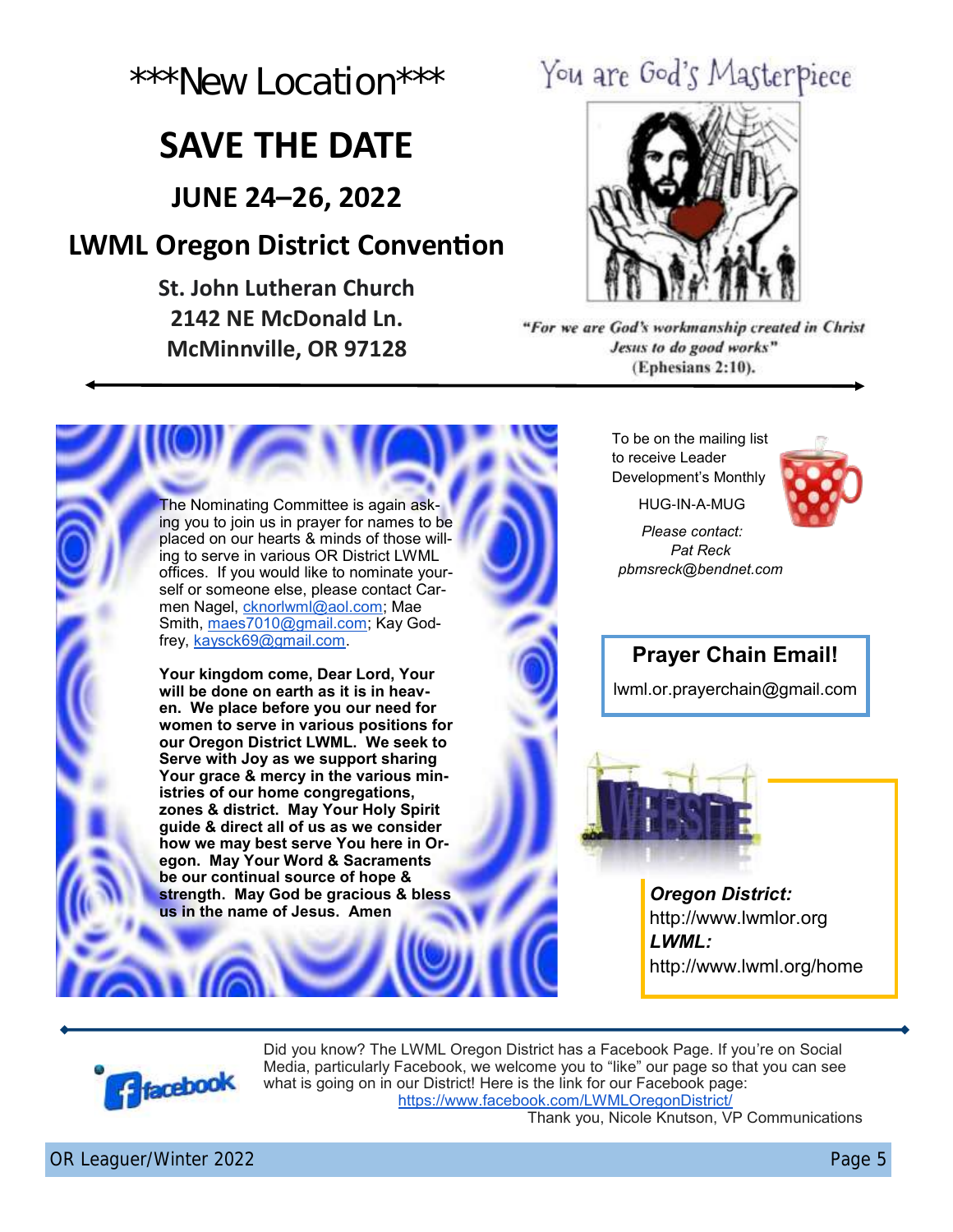# \*\*\*New Location\*\*\*

## SAVE THE DATE

### JUNE 24–26, 2022

### LWML Oregon District Convention

**St. John Lutheran Church**
**2142 NE McDonald Ln.**
**McMinnville, OR 97128**

You are God's Masterpiece

*"For we are God's workmanship created in Christ Jesus to do good works"* (Ephesians 2:10).

---

The Nominating Committee is again asking you to join us in prayer for names to be placed on our hearts & minds of those willing to serve in various OR District LWML offices. If you would like to nominate yourself or someone else, please contact Carmen Nagel, cknorlwml@aol.com; Mae Smith, maes7010@gmail.com; Kay Godfrey, kaysck69@gmail.com.

**Your kingdom come, Dear Lord, Your will be done on earth as it is in heaven. We place before you our need for women to serve in various positions for our Oregon District LWML. We seek to Serve with Joy as we support sharing Your grace & mercy in the various ministries of our home congregations, zones & district. May Your Holy Spirit guide & direct all of us as we consider how we may best serve You here in Oregon. May Your Word & Sacraments be our continual source of hope & strength. May God be gracious & bless us in the name of Jesus. Amen**

To be on the mailing list to receive Leader Development's Monthly

HUG-IN-A-MUG

*Please contact:*
*Pat Reck*
*pbmsreck@bendnet.com*

**Prayer Chain Email!**

lwml.or.prayerchain@gmail.com

***Oregon District:***
http://www.lwmlor.org
***LWML:***
http://www.lwml.org/home

---

Did you know? The LWML Oregon District has a Facebook Page. If you're on Social Media, particularly Facebook, we welcome you to "like" our page so that you can see what is going on in our District! Here is the link for our Facebook page: https://www.facebook.com/LWMLOregonDistrict/

Thank you, Nicole Knutson, VP Communications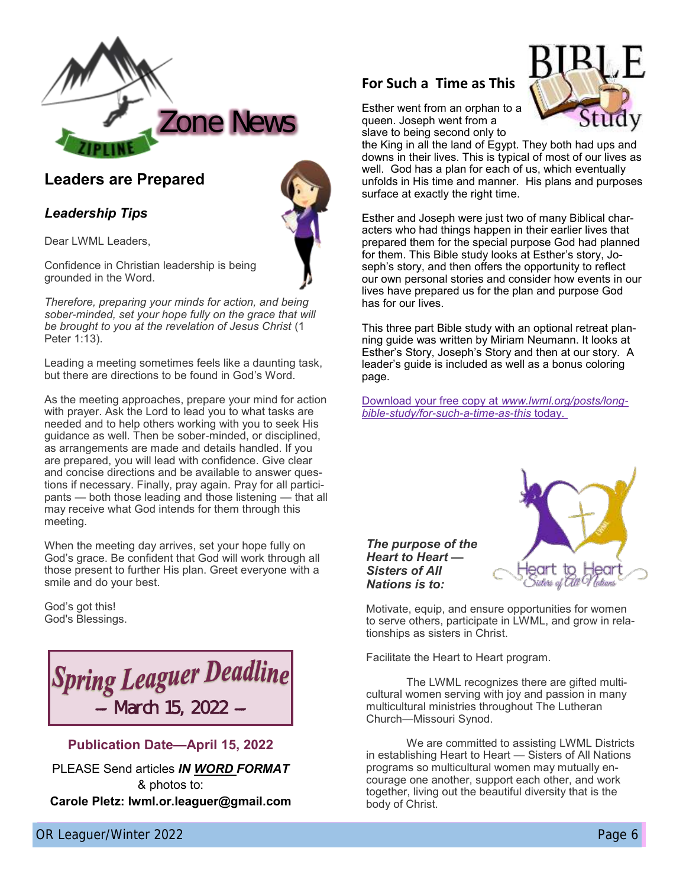# Zone News

## Leaders are Prepared

### *Leadership Tips*

Dear LWML Leaders,

Confidence in Christian leadership is being grounded in the Word.

*Therefore, preparing your minds for action, and being sober-minded, set your hope fully on the grace that will be brought to you at the revelation of Jesus Christ* (1 Peter 1:13).

Leading a meeting sometimes feels like a daunting task, but there are directions to be found in God's Word.

As the meeting approaches, prepare your mind for action with prayer. Ask the Lord to lead you to what tasks are needed and to help others working with you to seek His guidance as well. Then be sober-minded, or disciplined, as arrangements are made and details handled. If you are prepared, you will lead with confidence. Give clear and concise directions and be available to answer questions if necessary. Finally, pray again. Pray for all participants — both those leading and those listening — that all may receive what God intends for them through this meeting.

When the meeting day arrives, set your hope fully on God's grace. Be confident that God will work through all those present to further His plan. Greet everyone with a smile and do your best.

God's got this!
God's Blessings.

**Spring Leaguer Deadline**
**— March 15, 2022 —**

**Publication Date—April 15, 2022**

PLEASE Send articles ***IN WORD FORMAT***
& photos to:
**Carole Pletz: lwml.or.leaguer@gmail.com**

## For Such a Time as This

Esther went from an orphan to a queen. Joseph went from a slave to being second only to the King in all the land of Egypt. They both had ups and downs in their lives. This is typical of most of our lives as well. God has a plan for each of us, which eventually unfolds in His time and manner. His plans and purposes surface at exactly the right time.

Esther and Joseph were just two of many Biblical characters who had things happen in their earlier lives that prepared them for the special purpose God had planned for them. This Bible study looks at Esther's story, Joseph's story, and then offers the opportunity to reflect our own personal stories and consider how events in our lives have prepared us for the plan and purpose God has for our lives.

This three part Bible study with an optional retreat planning guide was written by Miriam Neumann. It looks at Esther's Story, Joseph's Story and then at our story. A leader's guide is included as well as a bonus coloring page.

Download your free copy at *www.lwml.org/posts/long-bible-study/for-such-a-time-as-this* today.

***The purpose of the Heart to Heart — Sisters of All Nations is to:***

Motivate, equip, and ensure opportunities for women to serve others, participate in LWML, and grow in relationships as sisters in Christ.

Facilitate the Heart to Heart program.

The LWML recognizes there are gifted multicultural women serving with joy and passion in many multicultural ministries throughout The Lutheran Church—Missouri Synod.

We are committed to assisting LWML Districts in establishing Heart to Heart — Sisters of All Nations programs so multicultural women may mutually encourage one another, support each other, and work together, living out the beautiful diversity that is the body of Christ.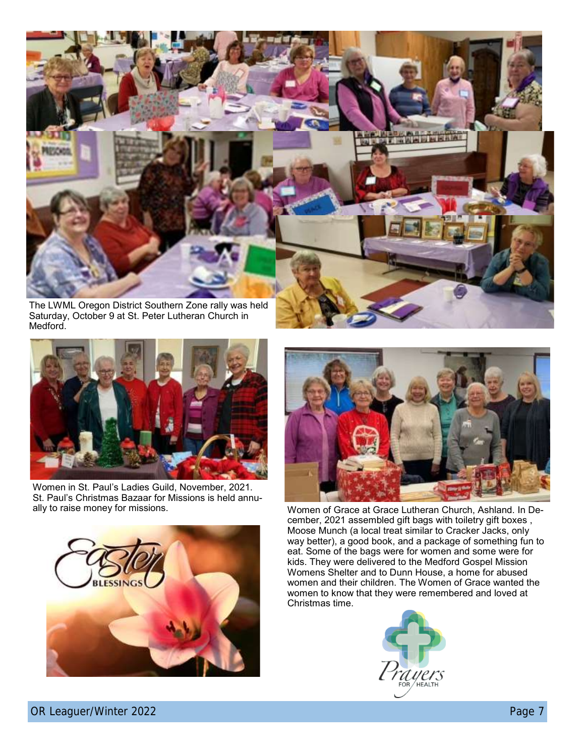The LWML Oregon District Southern Zone rally was held Saturday, October 9 at St. Peter Lutheran Church in Medford.

Women in St. Paul's Ladies Guild, November, 2021. St. Paul's Christmas Bazaar for Missions is held annually to raise money for missions.

Women of Grace at Grace Lutheran Church, Ashland. In December, 2021 assembled gift bags with toiletry gift boxes , Moose Munch (a local treat similar to Cracker Jacks, only way better), a good book, and a package of something fun to eat. Some of the bags were for women and some were for kids. They were delivered to the Medford Gospel Mission Womens Shelter and to Dunn House, a home for abused women and their children. The Women of Grace wanted the women to know that they were remembered and loved at Christmas time.